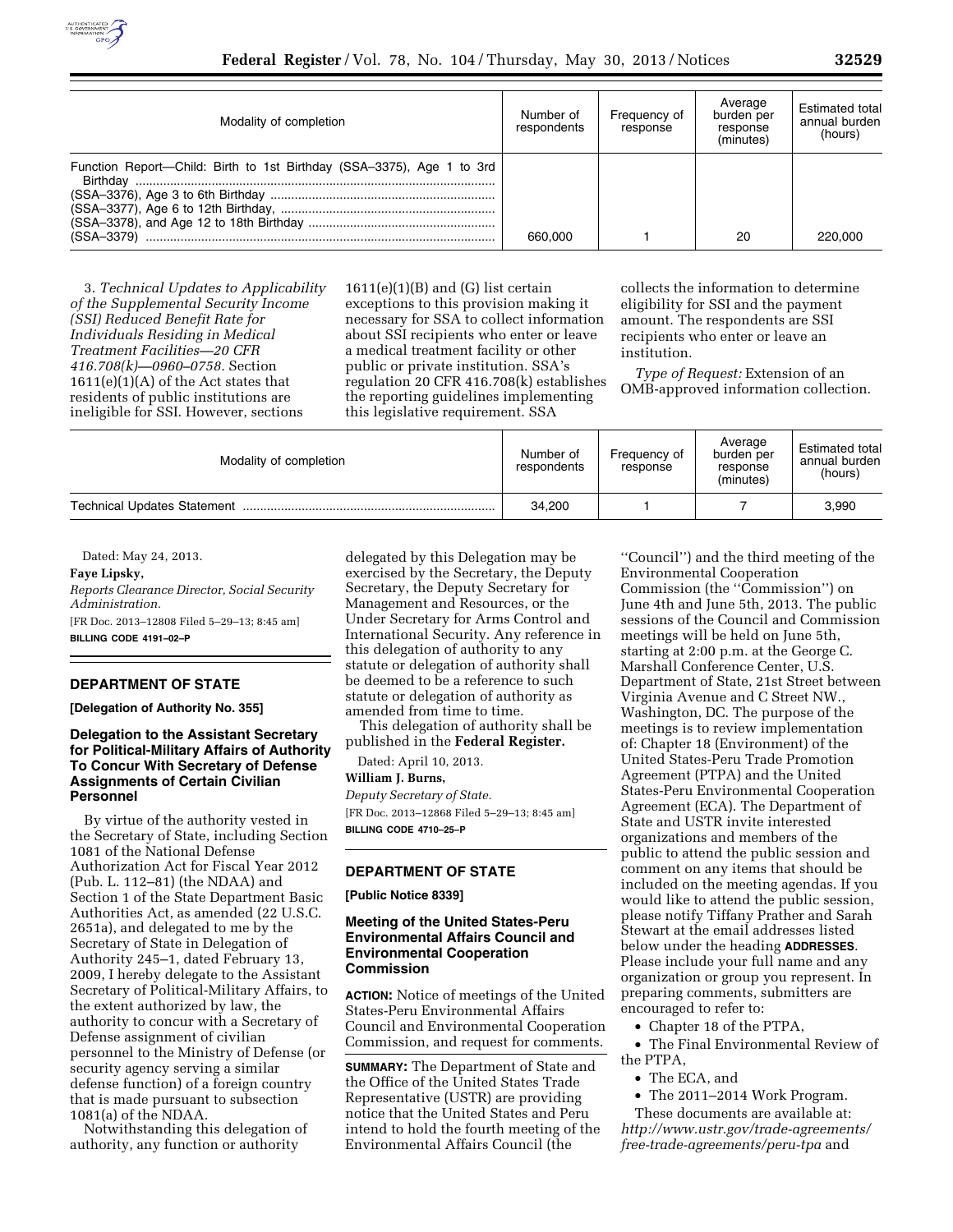| Modality of completion | Number of respondents | Frequency of response | Average burden per response (minutes) | Estimated total annual burden (hours) |
|---|---|---|---|---|
| Function Report—Child: Birth to 1st Birthday (SSA–3375), Age 1 to 3rd Birthday (SSA–3376), Age 3 to 6th Birthday (SSA–3377), Age 6 to 12th Birthday, (SSA–3378), and Age 12 to 18th Birthday (SSA–3379) | 660,000 | 1 | 20 | 220,000 |

3. *Technical Updates to Applicability of the Supplemental Security Income (SSI) Reduced Benefit Rate for Individuals Residing in Medical Treatment Facilities—20 CFR 416.708(k)—0960–0758.* Section 1611(e)(1)(A) of the Act states that residents of public institutions are ineligible for SSI. However, sections 1611(e)(1)(B) and (G) list certain exceptions to this provision making it necessary for SSA to collect information about SSI recipients who enter or leave a medical treatment facility or other public or private institution. SSA's regulation 20 CFR 416.708(k) establishes the reporting guidelines implementing this legislative requirement. SSA collects the information to determine eligibility for SSI and the payment amount. The respondents are SSI recipients who enter or leave an institution.

*Type of Request:* Extension of an OMB-approved information collection.

| Modality of completion | Number of respondents | Frequency of response | Average burden per response (minutes) | Estimated total annual burden (hours) |
|---|---|---|---|---|
| Technical Updates Statement | 34,200 | 1 | 7 | 3,990 |

Dated: May 24, 2013.

**Faye Lipsky,**

*Reports Clearance Director, Social Security Administration.*

[FR Doc. 2013–12808 Filed 5–29–13; 8:45 am]

**BILLING CODE 4191–02–P**

## DEPARTMENT OF STATE

**[Delegation of Authority No. 355]**

### Delegation to the Assistant Secretary for Political-Military Affairs of Authority To Concur With Secretary of Defense Assignments of Certain Civilian Personnel

By virtue of the authority vested in the Secretary of State, including Section 1081 of the National Defense Authorization Act for Fiscal Year 2012 (Pub. L. 112–81) (the NDAA) and Section 1 of the State Department Basic Authorities Act, as amended (22 U.S.C. 2651a), and delegated to me by the Secretary of State in Delegation of Authority 245–1, dated February 13, 2009, I hereby delegate to the Assistant Secretary of Political-Military Affairs, to the extent authorized by law, the authority to concur with a Secretary of Defense assignment of civilian personnel to the Ministry of Defense (or security agency serving a similar defense function) of a foreign country that is made pursuant to subsection 1081(a) of the NDAA.

Notwithstanding this delegation of authority, any function or authority delegated by this Delegation may be exercised by the Secretary, the Deputy Secretary, the Deputy Secretary for Management and Resources, or the Under Secretary for Arms Control and International Security. Any reference in this delegation of authority to any statute or delegation of authority shall be deemed to be a reference to such statute or delegation of authority as amended from time to time.

This delegation of authority shall be published in the **Federal Register.**

Dated: April 10, 2013.

**William J. Burns,**

*Deputy Secretary of State.*

[FR Doc. 2013–12868 Filed 5–29–13; 8:45 am]

**BILLING CODE 4710–25–P**

## DEPARTMENT OF STATE

**[Public Notice 8339]**

### Meeting of the United States-Peru Environmental Affairs Council and Environmental Cooperation Commission

**ACTION:** Notice of meetings of the United States-Peru Environmental Affairs Council and Environmental Cooperation Commission, and request for comments.

**SUMMARY:** The Department of State and the Office of the United States Trade Representative (USTR) are providing notice that the United States and Peru intend to hold the fourth meeting of the Environmental Affairs Council (the "Council") and the third meeting of the Environmental Cooperation Commission (the "Commission") on June 4th and June 5th, 2013. The public sessions of the Council and Commission meetings will be held on June 5th, starting at 2:00 p.m. at the George C. Marshall Conference Center, U.S. Department of State, 21st Street between Virginia Avenue and C Street NW., Washington, DC. The purpose of the meetings is to review implementation of: Chapter 18 (Environment) of the United States-Peru Trade Promotion Agreement (PTPA) and the United States-Peru Environmental Cooperation Agreement (ECA). The Department of State and USTR invite interested organizations and members of the public to attend the public session and comment on any items that should be included on the meeting agendas. If you would like to attend the public session, please notify Tiffany Prather and Sarah Stewart at the email addresses listed below under the heading **ADDRESSES**. Please include your full name and any organization or group you represent. In preparing comments, submitters are encouraged to refer to:

- Chapter 18 of the PTPA,
- The Final Environmental Review of the PTPA,
- The ECA, and
- The 2011–2014 Work Program.

These documents are available at: *http://www.ustr.gov/trade-agreements/free-trade-agreements/peru-tpa* and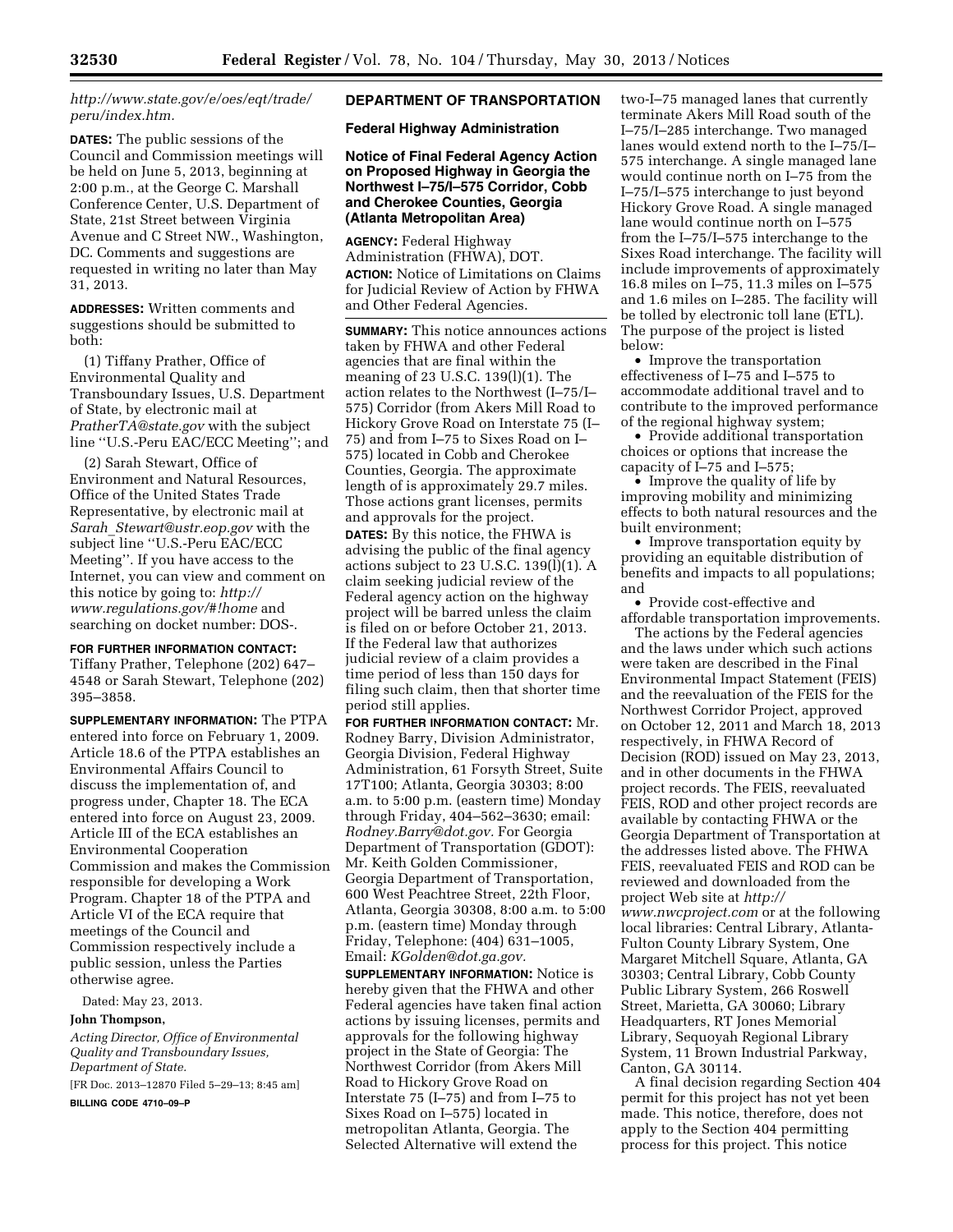*http://www.state.gov/e/oes/eqt/trade/peru/index.htm.*

**DATES:** The public sessions of the Council and Commission meetings will be held on June 5, 2013, beginning at 2:00 p.m., at the George C. Marshall Conference Center, U.S. Department of State, 21st Street between Virginia Avenue and C Street NW., Washington, DC. Comments and suggestions are requested in writing no later than May 31, 2013.

**ADDRESSES:** Written comments and suggestions should be submitted to both:

(1) Tiffany Prather, Office of Environmental Quality and Transboundary Issues, U.S. Department of State, by electronic mail at *PratherTA@state.gov* with the subject line ''U.S.-Peru EAC/ECC Meeting''; and

(2) Sarah Stewart, Office of Environment and Natural Resources, Office of the United States Trade Representative, by electronic mail at *Sarah_Stewart@ustr.eop.gov* with the subject line ''U.S.-Peru EAC/ECC Meeting''. If you have access to the Internet, you can view and comment on this notice by going to: *http://www.regulations.gov/#!home* and searching on docket number: DOS-.

**FOR FURTHER INFORMATION CONTACT:** Tiffany Prather, Telephone (202) 647–4548 or Sarah Stewart, Telephone (202) 395–3858.

**SUPPLEMENTARY INFORMATION:** The PTPA entered into force on February 1, 2009. Article 18.6 of the PTPA establishes an Environmental Affairs Council to discuss the implementation of, and progress under, Chapter 18. The ECA entered into force on August 23, 2009. Article III of the ECA establishes an Environmental Cooperation Commission and makes the Commission responsible for developing a Work Program. Chapter 18 of the PTPA and Article VI of the ECA require that meetings of the Council and Commission respectively include a public session, unless the Parties otherwise agree.

Dated: May 23, 2013.

**John Thompson,**

*Acting Director, Office of Environmental Quality and Transboundary Issues, Department of State.*

[FR Doc. 2013–12870 Filed 5–29–13; 8:45 am]

**BILLING CODE 4710–09–P**

## DEPARTMENT OF TRANSPORTATION

### Federal Highway Administration

### Notice of Final Federal Agency Action on Proposed Highway in Georgia the Northwest I–75/I–575 Corridor, Cobb and Cherokee Counties, Georgia (Atlanta Metropolitan Area)

**AGENCY:** Federal Highway Administration (FHWA), DOT.

**ACTION:** Notice of Limitations on Claims for Judicial Review of Action by FHWA and Other Federal Agencies.

**SUMMARY:** This notice announces actions taken by FHWA and other Federal agencies that are final within the meaning of 23 U.S.C. 139(l)(1). The action relates to the Northwest (I–75/I–575) Corridor (from Akers Mill Road to Hickory Grove Road on Interstate 75 (I–75) and from I–75 to Sixes Road on I–575) located in Cobb and Cherokee Counties, Georgia. The approximate length of is approximately 29.7 miles. Those actions grant licenses, permits and approvals for the project.

**DATES:** By this notice, the FHWA is advising the public of the final agency actions subject to 23 U.S.C. 139(l)(1). A claim seeking judicial review of the Federal agency action on the highway project will be barred unless the claim is filed on or before October 21, 2013. If the Federal law that authorizes judicial review of a claim provides a time period of less than 150 days for filing such claim, then that shorter time period still applies.

**FOR FURTHER INFORMATION CONTACT:** Mr. Rodney Barry, Division Administrator, Georgia Division, Federal Highway Administration, 61 Forsyth Street, Suite 17T100; Atlanta, Georgia 30303; 8:00 a.m. to 5:00 p.m. (eastern time) Monday through Friday, 404–562–3630; email: *Rodney.Barry@dot.gov.* For Georgia Department of Transportation (GDOT): Mr. Keith Golden Commissioner, Georgia Department of Transportation, 600 West Peachtree Street, 22th Floor, Atlanta, Georgia 30308, 8:00 a.m. to 5:00 p.m. (eastern time) Monday through Friday, Telephone: (404) 631–1005, Email: *KGolden@dot.ga.gov.*

**SUPPLEMENTARY INFORMATION:** Notice is hereby given that the FHWA and other Federal agencies have taken final action actions by issuing licenses, permits and approvals for the following highway project in the State of Georgia: The Northwest Corridor (from Akers Mill Road to Hickory Grove Road on Interstate 75 (I–75) and from I–75 to Sixes Road on I–575) located in metropolitan Atlanta, Georgia. The Selected Alternative will extend the two-I–75 managed lanes that currently terminate Akers Mill Road south of the I–75/I–285 interchange. Two managed lanes would extend north to the I–75/I–575 interchange. A single managed lane would continue north on I–75 from the I–75/I–575 interchange to just beyond Hickory Grove Road. A single managed lane would continue north on I–575 from the I–75/I–575 interchange to the Sixes Road interchange. The facility will include improvements of approximately 16.8 miles on I–75, 11.3 miles on I–575 and 1.6 miles on I–285. The facility will be tolled by electronic toll lane (ETL). The purpose of the project is listed below:

- Improve the transportation effectiveness of I–75 and I–575 to accommodate additional travel and to contribute to the improved performance of the regional highway system;
- Provide additional transportation choices or options that increase the capacity of I–75 and I–575;
- Improve the quality of life by improving mobility and minimizing effects to both natural resources and the built environment;
- Improve transportation equity by providing an equitable distribution of benefits and impacts to all populations; and
- Provide cost-effective and affordable transportation improvements.

The actions by the Federal agencies and the laws under which such actions were taken are described in the Final Environmental Impact Statement (FEIS) and the reevaluation of the FEIS for the Northwest Corridor Project, approved on October 12, 2011 and March 18, 2013 respectively, in FHWA Record of Decision (ROD) issued on May 23, 2013, and in other documents in the FHWA project records. The FEIS, reevaluated FEIS, ROD and other project records are available by contacting FHWA or the Georgia Department of Transportation at the addresses listed above. The FHWA FEIS, reevaluated FEIS and ROD can be reviewed and downloaded from the project Web site at *http://www.nwcproject.com* or at the following local libraries: Central Library, Atlanta-Fulton County Library System, One Margaret Mitchell Square, Atlanta, GA 30303; Central Library, Cobb County Public Library System, 266 Roswell Street, Marietta, GA 30060; Library Headquarters, RT Jones Memorial Library, Sequoyah Regional Library System, 11 Brown Industrial Parkway, Canton, GA 30114.

A final decision regarding Section 404 permit for this project has not yet been made. This notice, therefore, does not apply to the Section 404 permitting process for this project. This notice